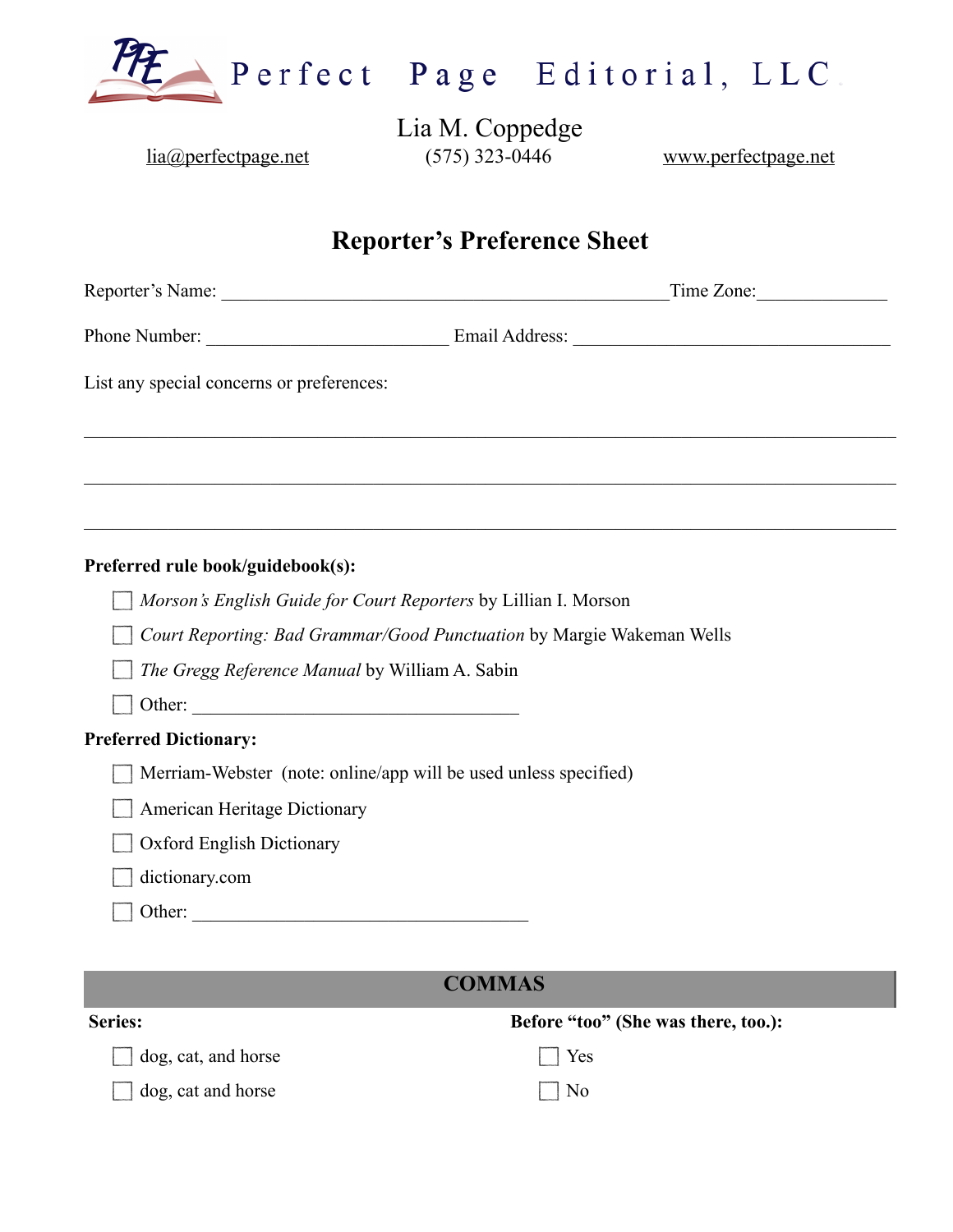Perfect Page Editorial, LLC

Lia M. Coppedge

lia@perfectpage.net (575) 323-0446 www.perfectpage.net

# Reporter's Preference Sheet

Reporter's Name: ______________________________________________ Time Zone: ______________

Phone Number: __________________________ Email Address: __________________________________

List any special concerns or preferences:

_______________________________________________________________________________________

_______________________________________________________________________________________

_______________________________________________________________________________________

**Preferred rule book/guidebook(s):**

- ☐ *Morson's English Guide for Court Reporters* by Lillian I. Morson
- ☐ *Court Reporting: Bad Grammar/Good Punctuation* by Margie Wakeman Wells
- ☐ *The Gregg Reference Manual* by William A. Sabin
- ☐ Other: ___________________________________

**Preferred Dictionary:**

- ☐ Merriam-Webster (note: online/app will be used unless specified)
- ☐ American Heritage Dictionary
- ☐ Oxford English Dictionary
- ☐ dictionary.com
- ☐ Other: ____________________________________

## COMMAS

| **Series:** | **Before "too" (She was there, too.):** |
|---|---|
| ☐ dog, cat, and horse | ☐ Yes |
| ☐ dog, cat and horse | ☐ No |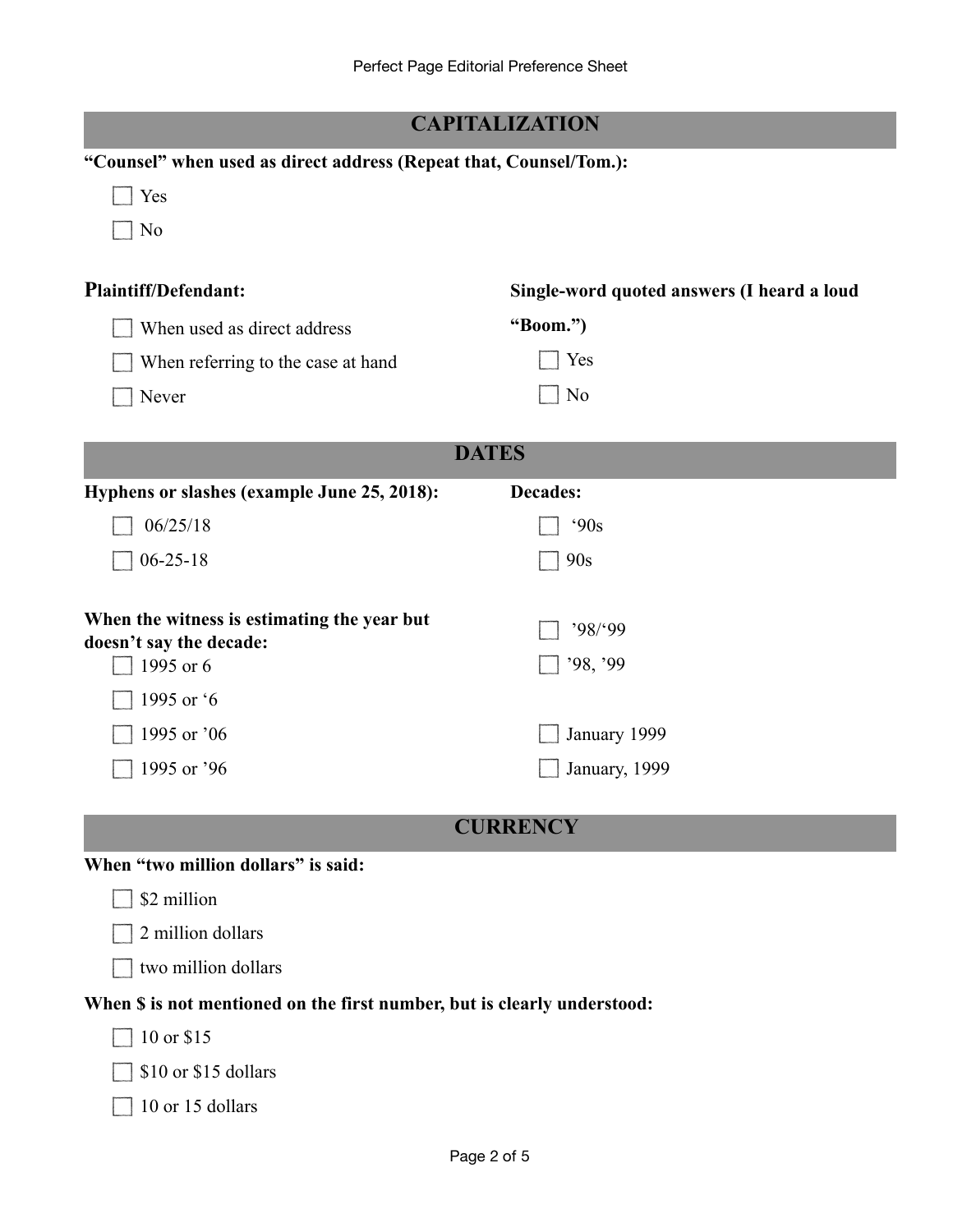## CAPITALIZATION

**"Counsel" when used as direct address (Repeat that, Counsel/Tom.):**

- [ ] Yes
- [ ] No

**Plaintiff/Defendant:**

- [ ] When used as direct address
- [ ] When referring to the case at hand
- [ ] Never

**Single-word quoted answers (I heard a loud "Boom.")**

- [ ] Yes
- [ ] No

## DATES

**Hyphens or slashes (example June 25, 2018):**

- [ ] 06/25/18
- [ ] 06-25-18

**When the witness is estimating the year but doesn't say the decade:**

- [ ] 1995 or 6
- [ ] 1995 or '6
- [ ] 1995 or '06
- [ ] 1995 or '96

**Decades:**

- [ ] '90s
- [ ] 90s

- [ ] '98/'99
- [ ] '98, '99

- [ ] January 1999
- [ ] January, 1999

## CURRENCY

**When "two million dollars" is said:**

- [ ] $2 million
- [ ] 2 million dollars
- [ ] two million dollars

**When $ is not mentioned on the first number, but is clearly understood:**

- [ ] 10 or $15
- [ ] $10 or $15 dollars
- [ ] 10 or 15 dollars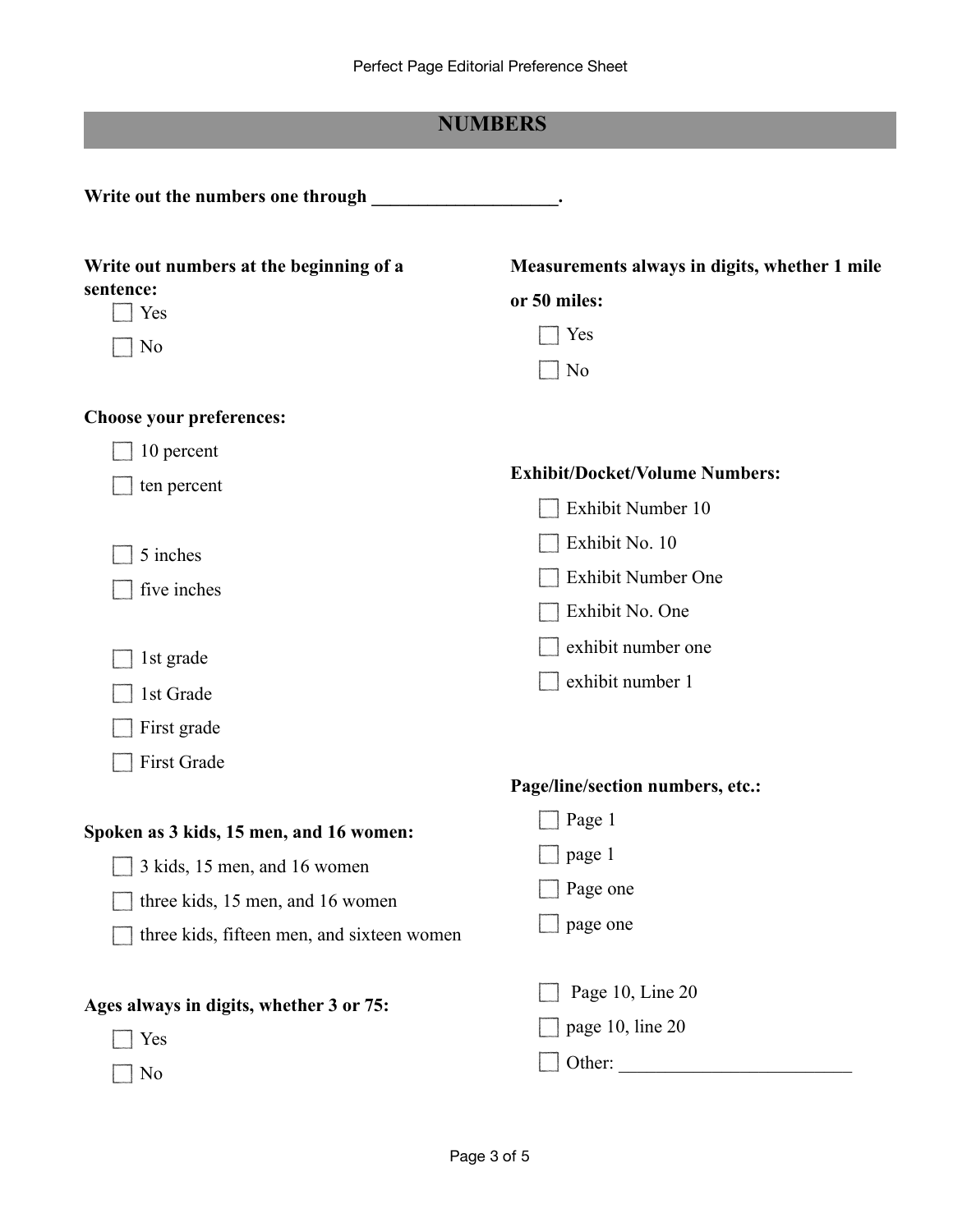## NUMBERS

**Write out the numbers one through ____________________.**

**Write out numbers at the beginning of a sentence:**

- [ ] Yes
- [ ] No

**Choose your preferences:**

- [ ] 10 percent
- [ ] ten percent

- [ ] 5 inches
- [ ] five inches

- [ ] 1st grade
- [ ] 1st Grade
- [ ] First grade
- [ ] First Grade

**Spoken as 3 kids, 15 men, and 16 women:**

- [ ] 3 kids, 15 men, and 16 women
- [ ] three kids, 15 men, and 16 women
- [ ] three kids, fifteen men, and sixteen women

**Ages always in digits, whether 3 or 75:**

- [ ] Yes
- [ ] No

**Measurements always in digits, whether 1 mile or 50 miles:**

- [ ] Yes
- [ ] No

**Exhibit/Docket/Volume Numbers:**

- [ ] Exhibit Number 10
- [ ] Exhibit No. 10
- [ ] Exhibit Number One
- [ ] Exhibit No. One
- [ ] exhibit number one
- [ ] exhibit number 1

**Page/line/section numbers, etc.:**

- [ ] Page 1
- [ ] page 1
- [ ] Page one
- [ ] page one

- [ ] Page 10, Line 20
- [ ] page 10, line 20
- [ ] Other: ________________________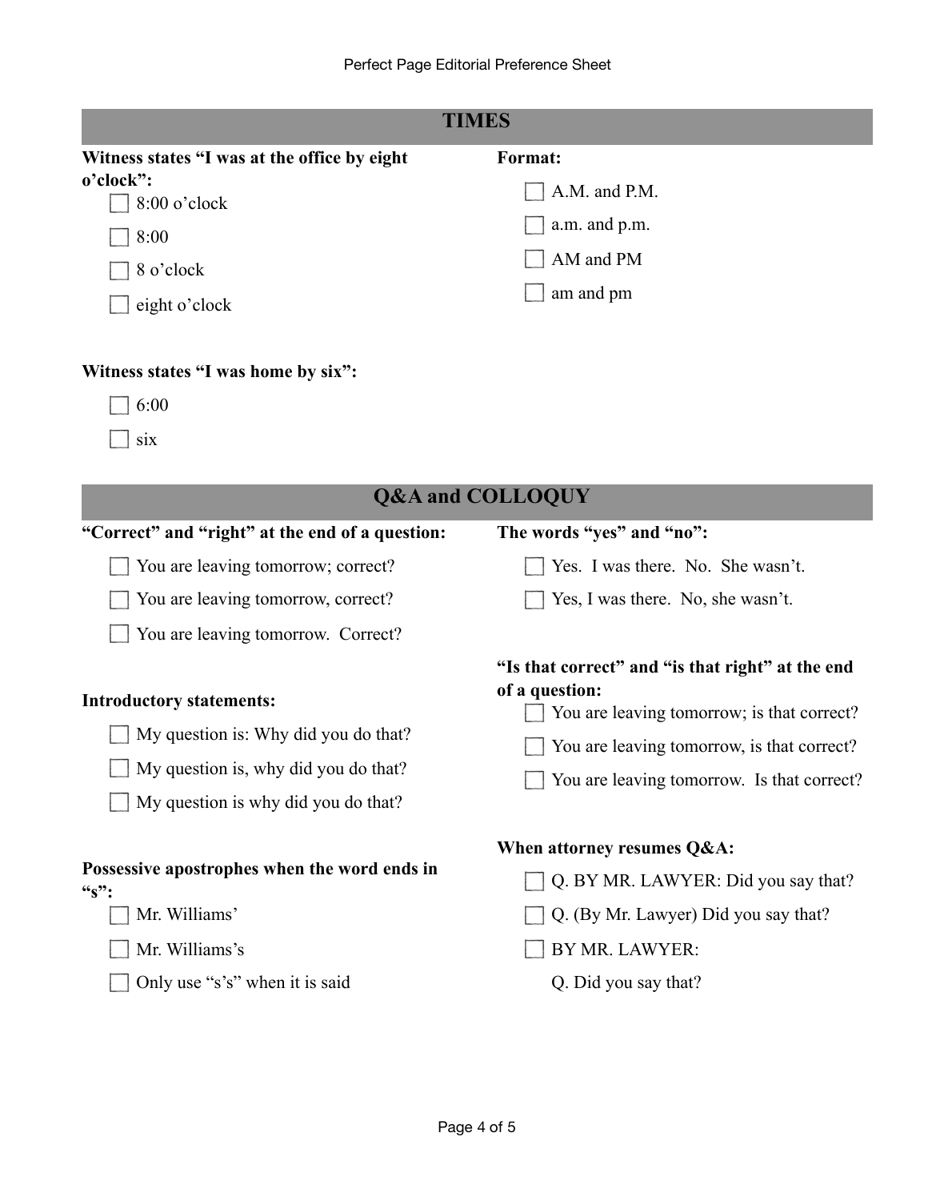## TIMES

**Witness states "I was at the office by eight o'clock":**

- [ ] 8:00 o'clock
- [ ] 8:00
- [ ] 8 o'clock
- [ ] eight o'clock

**Format:**

- [ ] A.M. and P.M.
- [ ] a.m. and p.m.
- [ ] AM and PM
- [ ] am and pm

**Witness states "I was home by six":**

- [ ] 6:00
- [ ] six

## Q&A and COLLOQUY

**"Correct" and "right" at the end of a question:**

- [ ] You are leaving tomorrow; correct?
- [ ] You are leaving tomorrow, correct?
- [ ] You are leaving tomorrow.  Correct?

**Introductory statements:**

- [ ] My question is: Why did you do that?
- [ ] My question is, why did you do that?
- [ ] My question is why did you do that?

**Possessive apostrophes when the word ends in "s":**

- [ ] Mr. Williams'
- [ ] Mr. Williams's
- [ ] Only use "s's" when it is said

**The words "yes" and "no":**

- [ ] Yes.  I was there.  No.  She wasn't.
- [ ] Yes, I was there.  No, she wasn't.

**"Is that correct" and "is that right" at the end of a question:**

- [ ] You are leaving tomorrow; is that correct?
- [ ] You are leaving tomorrow, is that correct?
- [ ] You are leaving tomorrow.  Is that correct?

**When attorney resumes Q&A:**

- [ ] Q. BY MR. LAWYER: Did you say that?
- [ ] Q. (By Mr. Lawyer) Did you say that?
- [ ] BY MR. LAWYER:

  Q. Did you say that?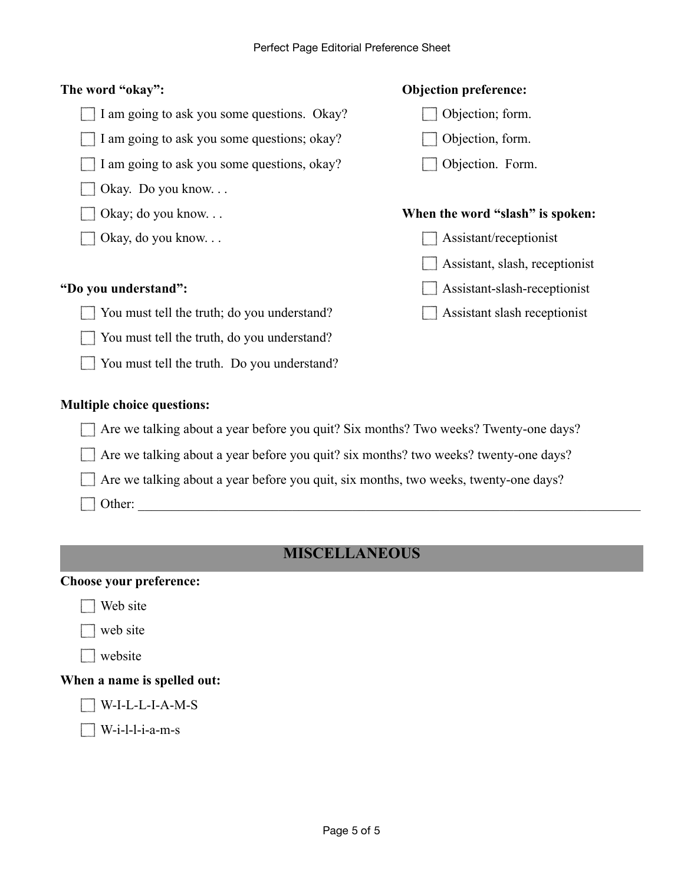**The word "okay":**

- [ ] I am going to ask you some questions.  Okay?
- [ ] I am going to ask you some questions; okay?
- [ ] I am going to ask you some questions, okay?
- [ ] Okay.  Do you know. . .
- [ ] Okay; do you know. . .
- [ ] Okay, do you know. . .

**"Do you understand":**

- [ ] You must tell the truth; do you understand?
- [ ] You must tell the truth, do you understand?
- [ ] You must tell the truth.  Do you understand?

**Objection preference:**

- [ ] Objection; form.
- [ ] Objection, form.
- [ ] Objection.  Form.

**When the word "slash" is spoken:**

- [ ] Assistant/receptionist
- [ ] Assistant, slash, receptionist
- [ ] Assistant-slash-receptionist
- [ ] Assistant slash receptionist

**Multiple choice questions:**

- [ ] Are we talking about a year before you quit? Six months? Two weeks? Twenty-one days?
- [ ] Are we talking about a year before you quit? six months? two weeks? twenty-one days?
- [ ] Are we talking about a year before you quit, six months, two weeks, twenty-one days?
- [ ] Other: ____________________________________________

## MISCELLANEOUS

**Choose your preference:**

- [ ] Web site
- [ ] web site
- [ ] website

**When a name is spelled out:**

- [ ] W-I-L-L-I-A-M-S
- [ ] W-i-l-l-i-a-m-s